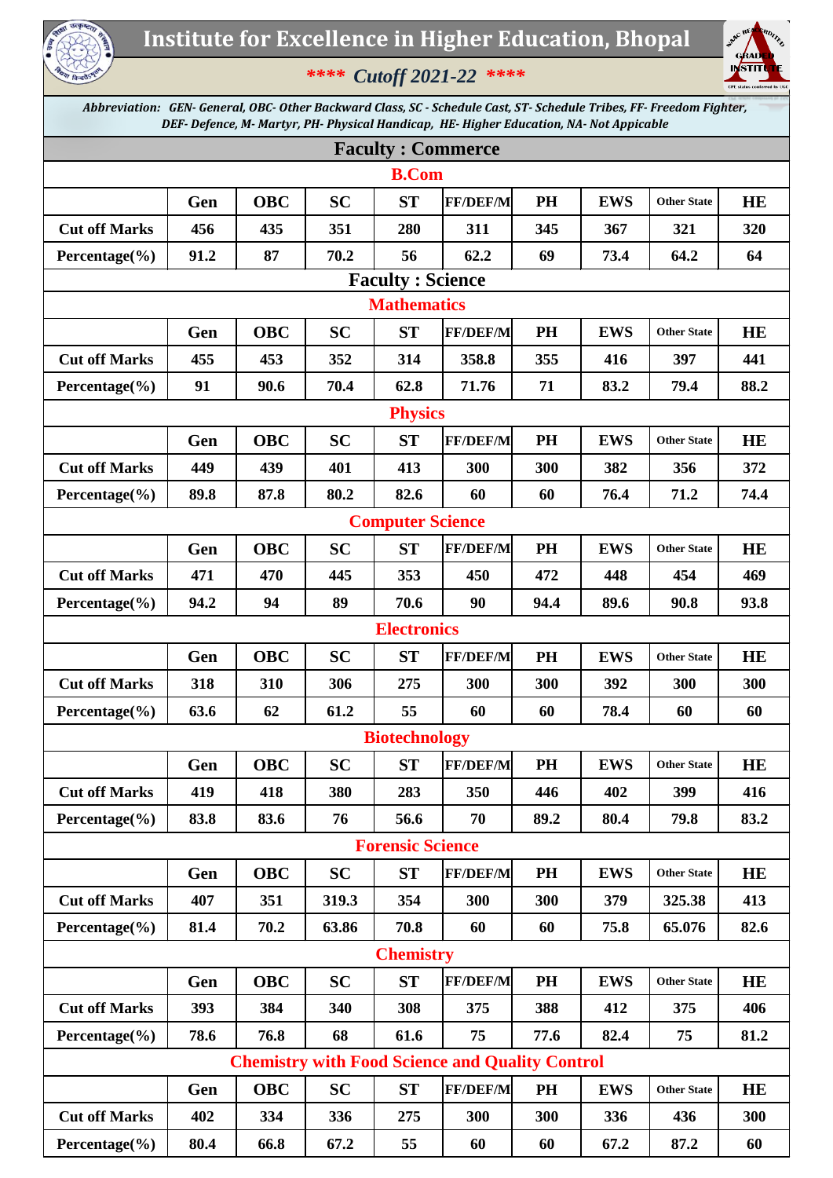# Institute for Excellence in Higher Education, Bhopal

## **** Cutoff 2021-22 ****

*Abbreviation: GEN- General, OBC- Other Backward Class, SC - Schedule Cast, ST- Schedule Tribes, FF- Freedom Fighter, DEF- Defence, M- Martyr, PH- Physical Handicap, HE- Higher Education, NA- Not Appicable*

## Faculty : Commerce

### B.Com

| | Gen | OBC | SC | ST | FF/DEF/M | PH | EWS | Other State | HE |
|---|---|---|---|---|---|---|---|---|---|
| Cut off Marks | 456 | 435 | 351 | 280 | 311 | 345 | 367 | 321 | 320 |
| Percentage(%) | 91.2 | 87 | 70.2 | 56 | 62.2 | 69 | 73.4 | 64.2 | 64 |

## Faculty : Science

### Mathematics

| | Gen | OBC | SC | ST | FF/DEF/M | PH | EWS | Other State | HE |
|---|---|---|---|---|---|---|---|---|---|
| Cut off Marks | 455 | 453 | 352 | 314 | 358.8 | 355 | 416 | 397 | 441 |
| Percentage(%) | 91 | 90.6 | 70.4 | 62.8 | 71.76 | 71 | 83.2 | 79.4 | 88.2 |

### Physics

| | Gen | OBC | SC | ST | FF/DEF/M | PH | EWS | Other State | HE |
|---|---|---|---|---|---|---|---|---|---|
| Cut off Marks | 449 | 439 | 401 | 413 | 300 | 300 | 382 | 356 | 372 |
| Percentage(%) | 89.8 | 87.8 | 80.2 | 82.6 | 60 | 60 | 76.4 | 71.2 | 74.4 |

### Computer Science

| | Gen | OBC | SC | ST | FF/DEF/M | PH | EWS | Other State | HE |
|---|---|---|---|---|---|---|---|---|---|
| Cut off Marks | 471 | 470 | 445 | 353 | 450 | 472 | 448 | 454 | 469 |
| Percentage(%) | 94.2 | 94 | 89 | 70.6 | 90 | 94.4 | 89.6 | 90.8 | 93.8 |

### Electronics

| | Gen | OBC | SC | ST | FF/DEF/M | PH | EWS | Other State | HE |
|---|---|---|---|---|---|---|---|---|---|
| Cut off Marks | 318 | 310 | 306 | 275 | 300 | 300 | 392 | 300 | 300 |
| Percentage(%) | 63.6 | 62 | 61.2 | 55 | 60 | 60 | 78.4 | 60 | 60 |

### Biotechnology

| | Gen | OBC | SC | ST | FF/DEF/M | PH | EWS | Other State | HE |
|---|---|---|---|---|---|---|---|---|---|
| Cut off Marks | 419 | 418 | 380 | 283 | 350 | 446 | 402 | 399 | 416 |
| Percentage(%) | 83.8 | 83.6 | 76 | 56.6 | 70 | 89.2 | 80.4 | 79.8 | 83.2 |

### Forensic Science

| | Gen | OBC | SC | ST | FF/DEF/M | PH | EWS | Other State | HE |
|---|---|---|---|---|---|---|---|---|---|
| Cut off Marks | 407 | 351 | 319.3 | 354 | 300 | 300 | 379 | 325.38 | 413 |
| Percentage(%) | 81.4 | 70.2 | 63.86 | 70.8 | 60 | 60 | 75.8 | 65.076 | 82.6 |

### Chemistry

| | Gen | OBC | SC | ST | FF/DEF/M | PH | EWS | Other State | HE |
|---|---|---|---|---|---|---|---|---|---|
| Cut off Marks | 393 | 384 | 340 | 308 | 375 | 388 | 412 | 375 | 406 |
| Percentage(%) | 78.6 | 76.8 | 68 | 61.6 | 75 | 77.6 | 82.4 | 75 | 81.2 |

### Chemistry with Food Science and Quality Control

| | Gen | OBC | SC | ST | FF/DEF/M | PH | EWS | Other State | HE |
|---|---|---|---|---|---|---|---|---|---|
| Cut off Marks | 402 | 334 | 336 | 275 | 300 | 300 | 336 | 436 | 300 |
| Percentage(%) | 80.4 | 66.8 | 67.2 | 55 | 60 | 60 | 67.2 | 87.2 | 60 |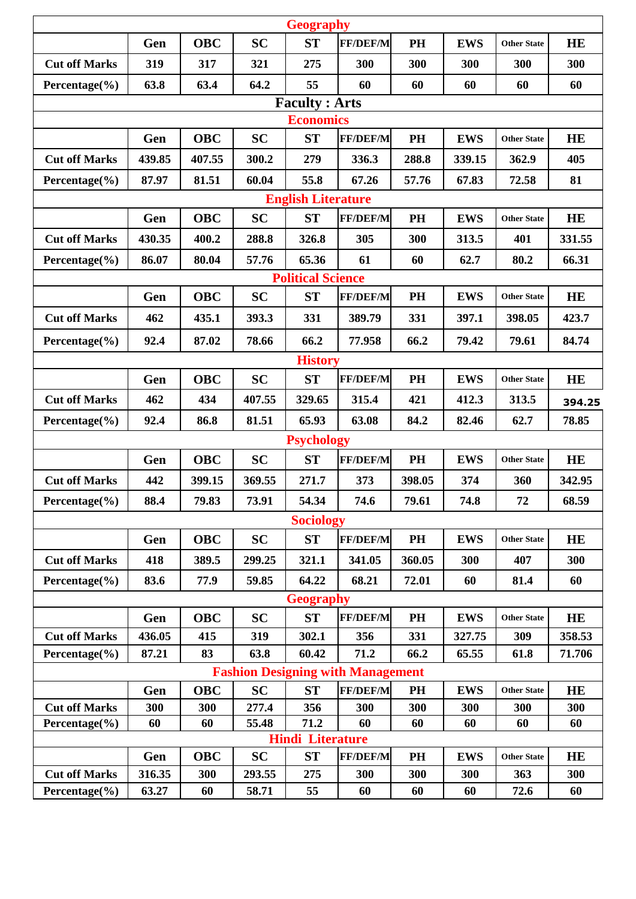## Geography

| | Gen | OBC | SC | ST | FF/DEF/M | PH | EWS | Other State | HE |
|---|---|---|---|---|---|---|---|---|---|
| Cut off Marks | 319 | 317 | 321 | 275 | 300 | 300 | 300 | 300 | 300 |
| Percentage(%) | 63.8 | 63.4 | 64.2 | 55 | 60 | 60 | 60 | 60 | 60 |

# Faculty : Arts

## Economics

| | Gen | OBC | SC | ST | FF/DEF/M | PH | EWS | Other State | HE |
|---|---|---|---|---|---|---|---|---|---|
| Cut off Marks | 439.85 | 407.55 | 300.2 | 279 | 336.3 | 288.8 | 339.15 | 362.9 | 405 |
| Percentage(%) | 87.97 | 81.51 | 60.04 | 55.8 | 67.26 | 57.76 | 67.83 | 72.58 | 81 |

## English Literature

| | Gen | OBC | SC | ST | FF/DEF/M | PH | EWS | Other State | HE |
|---|---|---|---|---|---|---|---|---|---|
| Cut off Marks | 430.35 | 400.2 | 288.8 | 326.8 | 305 | 300 | 313.5 | 401 | 331.55 |
| Percentage(%) | 86.07 | 80.04 | 57.76 | 65.36 | 61 | 60 | 62.7 | 80.2 | 66.31 |

## Political Science

| | Gen | OBC | SC | ST | FF/DEF/M | PH | EWS | Other State | HE |
|---|---|---|---|---|---|---|---|---|---|
| Cut off Marks | 462 | 435.1 | 393.3 | 331 | 389.79 | 331 | 397.1 | 398.05 | 423.7 |
| Percentage(%) | 92.4 | 87.02 | 78.66 | 66.2 | 77.958 | 66.2 | 79.42 | 79.61 | 84.74 |

## History

| | Gen | OBC | SC | ST | FF/DEF/M | PH | EWS | Other State | HE |
|---|---|---|---|---|---|---|---|---|---|
| Cut off Marks | 462 | 434 | 407.55 | 329.65 | 315.4 | 421 | 412.3 | 313.5 | 394.25 |
| Percentage(%) | 92.4 | 86.8 | 81.51 | 65.93 | 63.08 | 84.2 | 82.46 | 62.7 | 78.85 |

## Psychology

| | Gen | OBC | SC | ST | FF/DEF/M | PH | EWS | Other State | HE |
|---|---|---|---|---|---|---|---|---|---|
| Cut off Marks | 442 | 399.15 | 369.55 | 271.7 | 373 | 398.05 | 374 | 360 | 342.95 |
| Percentage(%) | 88.4 | 79.83 | 73.91 | 54.34 | 74.6 | 79.61 | 74.8 | 72 | 68.59 |

## Sociology

| | Gen | OBC | SC | ST | FF/DEF/M | PH | EWS | Other State | HE |
|---|---|---|---|---|---|---|---|---|---|
| Cut off Marks | 418 | 389.5 | 299.25 | 321.1 | 341.05 | 360.05 | 300 | 407 | 300 |
| Percentage(%) | 83.6 | 77.9 | 59.85 | 64.22 | 68.21 | 72.01 | 60 | 81.4 | 60 |

## Geography

| | Gen | OBC | SC | ST | FF/DEF/M | PH | EWS | Other State | HE |
|---|---|---|---|---|---|---|---|---|---|
| Cut off Marks | 436.05 | 415 | 319 | 302.1 | 356 | 331 | 327.75 | 309 | 358.53 |
| Percentage(%) | 87.21 | 83 | 63.8 | 60.42 | 71.2 | 66.2 | 65.55 | 61.8 | 71.706 |

## Fashion Designing with Management

| | Gen | OBC | SC | ST | FF/DEF/M | PH | EWS | Other State | HE |
|---|---|---|---|---|---|---|---|---|---|
| Cut off Marks | 300 | 300 | 277.4 | 356 | 300 | 300 | 300 | 300 | 300 |
| Percentage(%) | 60 | 60 | 55.48 | 71.2 | 60 | 60 | 60 | 60 | 60 |

## Hindi Literature

| | Gen | OBC | SC | ST | FF/DEF/M | PH | EWS | Other State | HE |
|---|---|---|---|---|---|---|---|---|---|
| Cut off Marks | 316.35 | 300 | 293.55 | 275 | 300 | 300 | 300 | 363 | 300 |
| Percentage(%) | 63.27 | 60 | 58.71 | 55 | 60 | 60 | 60 | 72.6 | 60 |